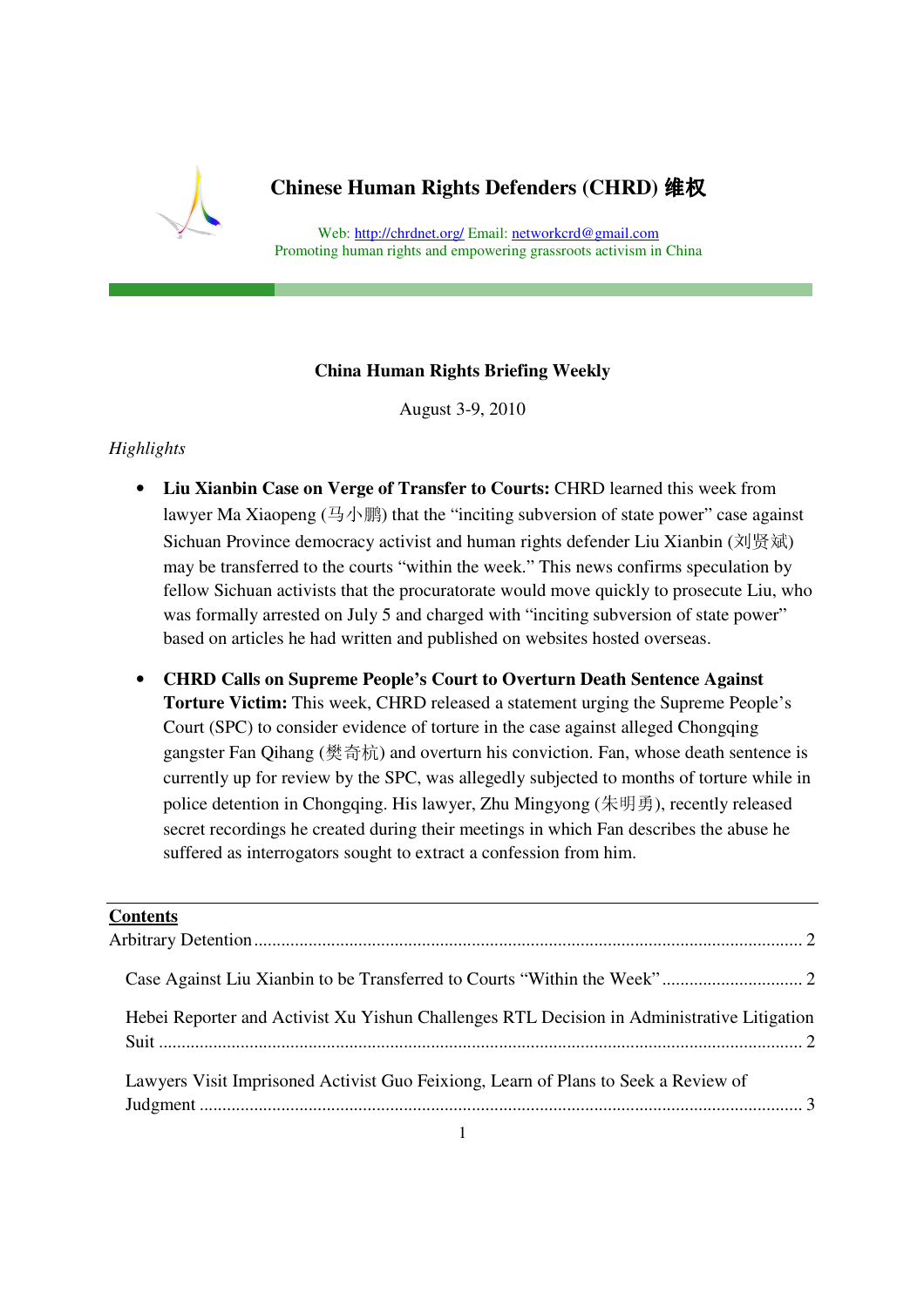# Chinese Human Rights Defenders (CHRD) 维权

Web: http://chrdnet.org/ Email: networkcrd@gmail.com
Promoting human rights and empowering grassroots activism in China

## China Human Rights Briefing Weekly

August 3-9, 2010

*Highlights*

- **Liu Xianbin Case on Verge of Transfer to Courts:** CHRD learned this week from lawyer Ma Xiaopeng (马小鹏) that the "inciting subversion of state power" case against Sichuan Province democracy activist and human rights defender Liu Xianbin (刘贤斌) may be transferred to the courts "within the week." This news confirms speculation by fellow Sichuan activists that the procuratorate would move quickly to prosecute Liu, who was formally arrested on July 5 and charged with "inciting subversion of state power" based on articles he had written and published on websites hosted overseas.

- **CHRD Calls on Supreme People's Court to Overturn Death Sentence Against Torture Victim:** This week, CHRD released a statement urging the Supreme People's Court (SPC) to consider evidence of torture in the case against alleged Chongqing gangster Fan Qihang (樊奇杭) and overturn his conviction. Fan, whose death sentence is currently up for review by the SPC, was allegedly subjected to months of torture while in police detention in Chongqing. His lawyer, Zhu Mingyong (朱明勇), recently released secret recordings he created during their meetings in which Fan describes the abuse he suffered as interrogators sought to extract a confession from him.

**Contents**

Arbitrary Detention ........ 2

Case Against Liu Xianbin to be Transferred to Courts "Within the Week" ........ 2

Hebei Reporter and Activist Xu Yishun Challenges RTL Decision in Administrative Litigation Suit ........ 2

Lawyers Visit Imprisoned Activist Guo Feixiong, Learn of Plans to Seek a Review of Judgment ........ 3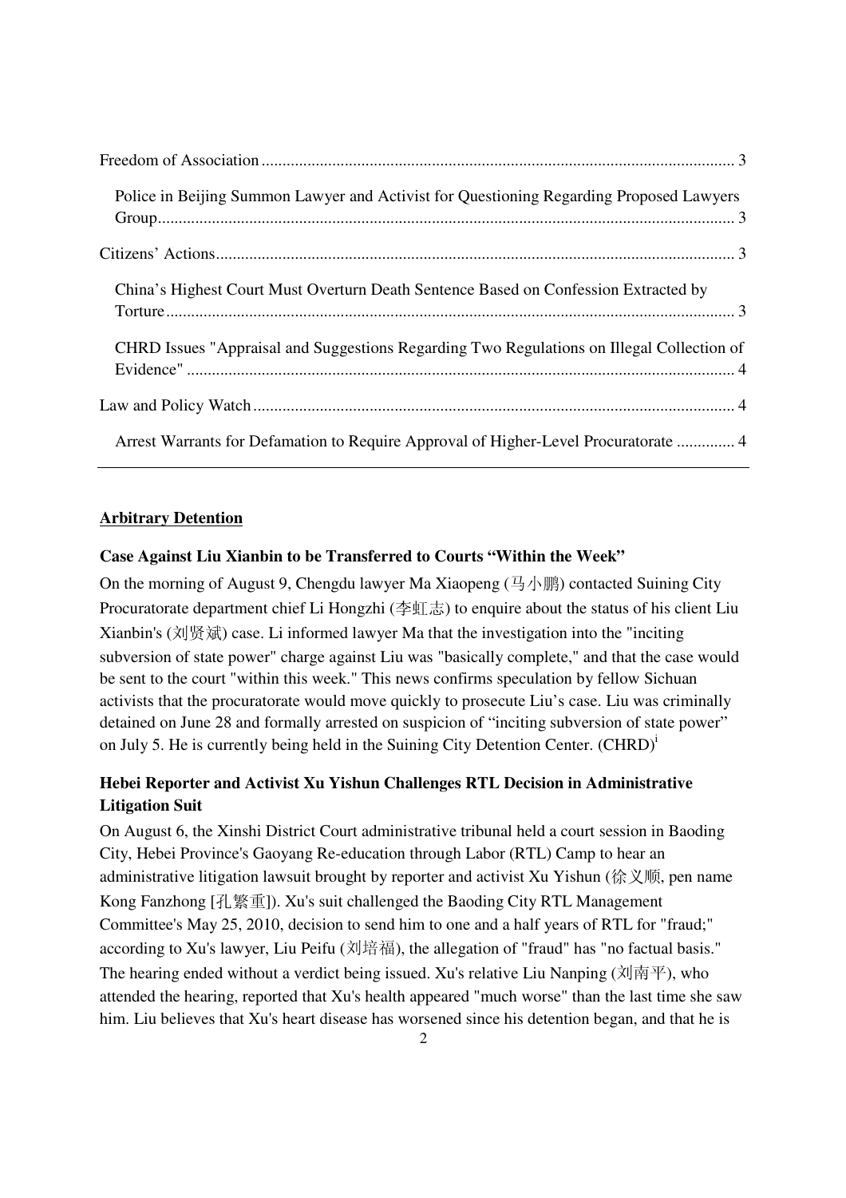Freedom of Association ........................................................................................................ 3

Police in Beijing Summon Lawyer and Activist for Questioning Regarding Proposed Lawyers Group........................................................................................................................................ 3

Citizens' Actions........................................................................................................................ 3

China's Highest Court Must Overturn Death Sentence Based on Confession Extracted by Torture........................................................................................................................................ 3

CHRD Issues "Appraisal and Suggestions Regarding Two Regulations on Illegal Collection of Evidence" .................................................................................................................................. 4

Law and Policy Watch ................................................................................................................ 4

Arrest Warrants for Defamation to Require Approval of Higher-Level Procuratorate .............. 4

---

## Arbitrary Detention

### Case Against Liu Xianbin to be Transferred to Courts "Within the Week"

On the morning of August 9, Chengdu lawyer Ma Xiaopeng (马小鹏) contacted Suining City Procuratorate department chief Li Hongzhi (李虹志) to enquire about the status of his client Liu Xianbin's (刘贤斌) case. Li informed lawyer Ma that the investigation into the "inciting subversion of state power" charge against Liu was "basically complete," and that the case would be sent to the court "within this week." This news confirms speculation by fellow Sichuan activists that the procuratorate would move quickly to prosecute Liu's case. Liu was criminally detained on June 28 and formally arrested on suspicion of "inciting subversion of state power" on July 5. He is currently being held in the Suining City Detention Center. (CHRD)[i]

### Hebei Reporter and Activist Xu Yishun Challenges RTL Decision in Administrative Litigation Suit

On August 6, the Xinshi District Court administrative tribunal held a court session in Baoding City, Hebei Province's Gaoyang Re-education through Labor (RTL) Camp to hear an administrative litigation lawsuit brought by reporter and activist Xu Yishun (徐义顺, pen name Kong Fanzhong [孔繁重]). Xu's suit challenged the Baoding City RTL Management Committee's May 25, 2010, decision to send him to one and a half years of RTL for "fraud;" according to Xu's lawyer, Liu Peifu (刘培福), the allegation of "fraud" has "no factual basis." The hearing ended without a verdict being issued. Xu's relative Liu Nanping (刘南平), who attended the hearing, reported that Xu's health appeared "much worse" than the last time she saw him. Liu believes that Xu's heart disease has worsened since his detention began, and that he is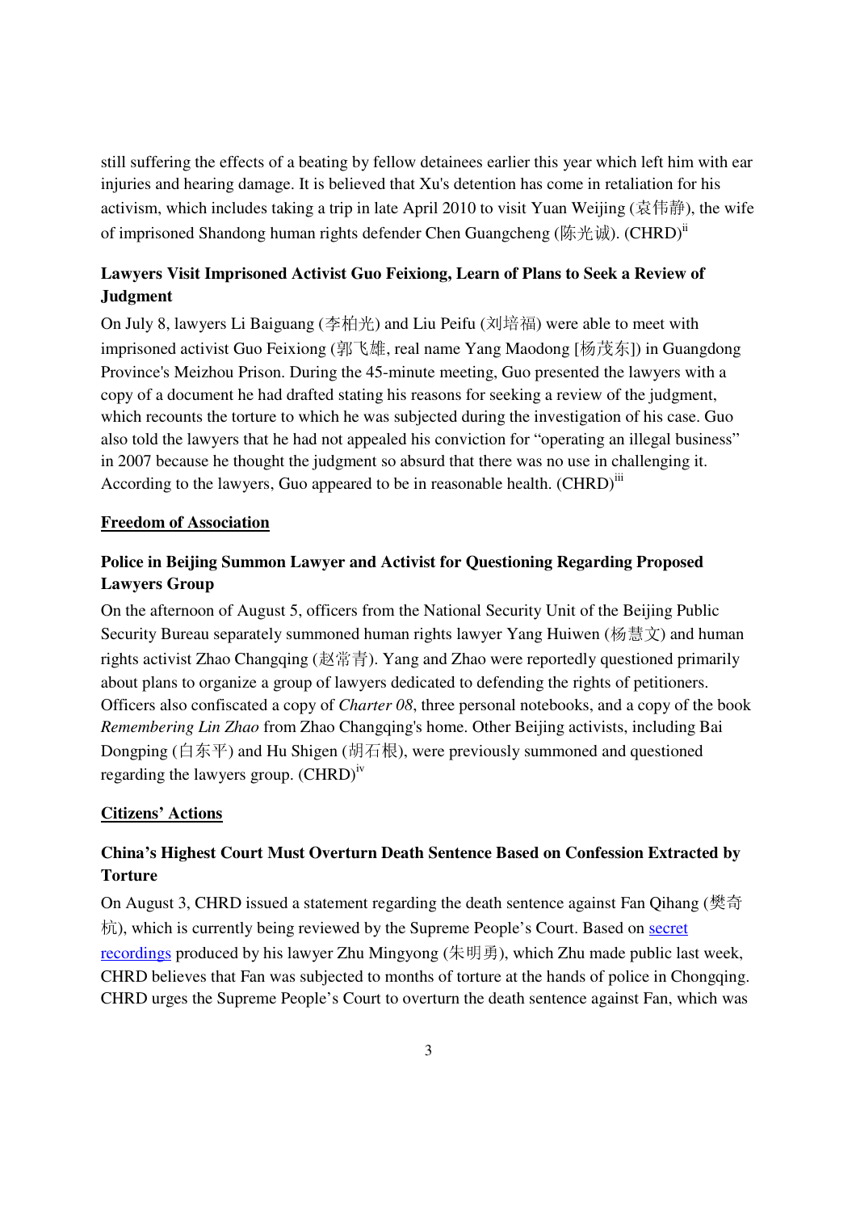still suffering the effects of a beating by fellow detainees earlier this year which left him with ear injuries and hearing damage. It is believed that Xu's detention has come in retaliation for his activism, which includes taking a trip in late April 2010 to visit Yuan Weijing (袁伟静), the wife of imprisoned Shandong human rights defender Chen Guangcheng (陈光诚). (CHRD)[ii]

### Lawyers Visit Imprisoned Activist Guo Feixiong, Learn of Plans to Seek a Review of Judgment

On July 8, lawyers Li Baiguang (李柏光) and Liu Peifu (刘培福) were able to meet with imprisoned activist Guo Feixiong (郭飞雄, real name Yang Maodong [杨茂东]) in Guangdong Province's Meizhou Prison. During the 45-minute meeting, Guo presented the lawyers with a copy of a document he had drafted stating his reasons for seeking a review of the judgment, which recounts the torture to which he was subjected during the investigation of his case. Guo also told the lawyers that he had not appealed his conviction for "operating an illegal business" in 2007 because he thought the judgment so absurd that there was no use in challenging it. According to the lawyers, Guo appeared to be in reasonable health. (CHRD)[iii]

## Freedom of Association

### Police in Beijing Summon Lawyer and Activist for Questioning Regarding Proposed Lawyers Group

On the afternoon of August 5, officers from the National Security Unit of the Beijing Public Security Bureau separately summoned human rights lawyer Yang Huiwen (杨慧文) and human rights activist Zhao Changqing (赵常青). Yang and Zhao were reportedly questioned primarily about plans to organize a group of lawyers dedicated to defending the rights of petitioners. Officers also confiscated a copy of *Charter 08*, three personal notebooks, and a copy of the book *Remembering Lin Zhao* from Zhao Changqing's home. Other Beijing activists, including Bai Dongping (白东平) and Hu Shigen (胡石根), were previously summoned and questioned regarding the lawyers group. (CHRD)[iv]

## Citizens' Actions

### China's Highest Court Must Overturn Death Sentence Based on Confession Extracted by Torture

On August 3, CHRD issued a statement regarding the death sentence against Fan Qihang (樊奇杭), which is currently being reviewed by the Supreme People's Court. Based on secret recordings produced by his lawyer Zhu Mingyong (朱明勇), which Zhu made public last week, CHRD believes that Fan was subjected to months of torture at the hands of police in Chongqing. CHRD urges the Supreme People's Court to overturn the death sentence against Fan, which was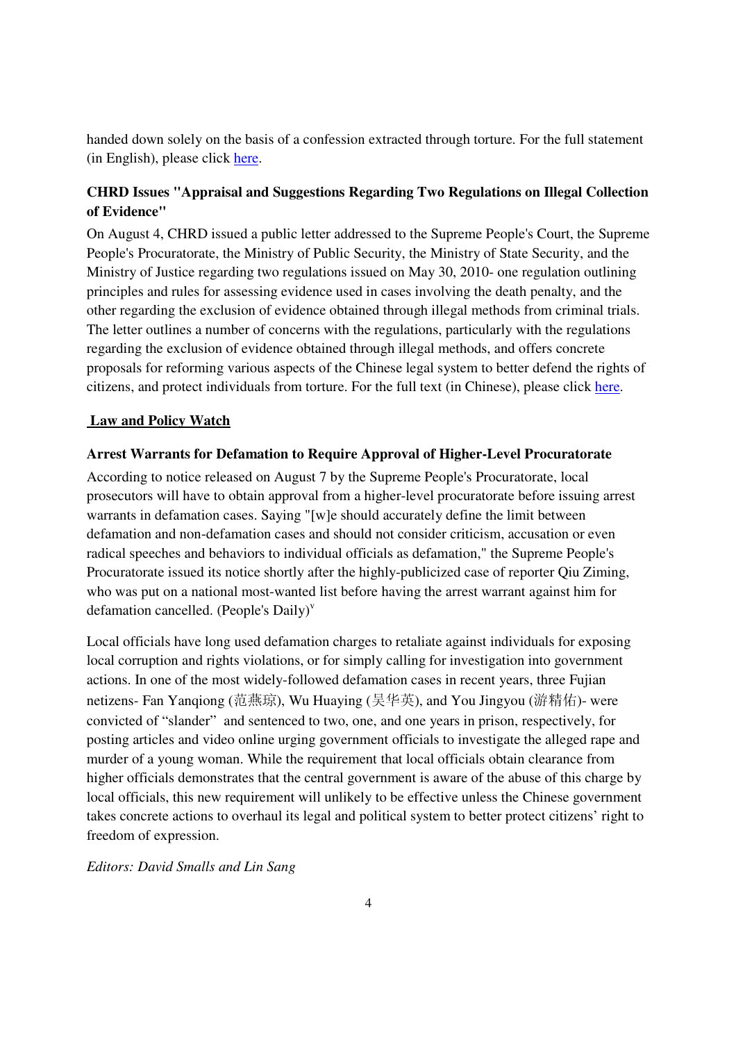handed down solely on the basis of a confession extracted through torture. For the full statement (in English), please click here.

### CHRD Issues "Appraisal and Suggestions Regarding Two Regulations on Illegal Collection of Evidence"

On August 4, CHRD issued a public letter addressed to the Supreme People's Court, the Supreme People's Procuratorate, the Ministry of Public Security, the Ministry of State Security, and the Ministry of Justice regarding two regulations issued on May 30, 2010- one regulation outlining principles and rules for assessing evidence used in cases involving the death penalty, and the other regarding the exclusion of evidence obtained through illegal methods from criminal trials. The letter outlines a number of concerns with the regulations, particularly with the regulations regarding the exclusion of evidence obtained through illegal methods, and offers concrete proposals for reforming various aspects of the Chinese legal system to better defend the rights of citizens, and protect individuals from torture. For the full text (in Chinese), please click here.

## Law and Policy Watch

### Arrest Warrants for Defamation to Require Approval of Higher-Level Procuratorate

According to notice released on August 7 by the Supreme People's Procuratorate, local prosecutors will have to obtain approval from a higher-level procuratorate before issuing arrest warrants in defamation cases. Saying "[w]e should accurately define the limit between defamation and non-defamation cases and should not consider criticism, accusation or even radical speeches and behaviors to individual officials as defamation," the Supreme People's Procuratorate issued its notice shortly after the highly-publicized case of reporter Qiu Ziming, who was put on a national most-wanted list before having the arrest warrant against him for defamation cancelled. (People's Daily)[v]

Local officials have long used defamation charges to retaliate against individuals for exposing local corruption and rights violations, or for simply calling for investigation into government actions. In one of the most widely-followed defamation cases in recent years, three Fujian netizens- Fan Yanqiong (范燕琼), Wu Huaying (吴华英), and You Jingyou (游精佑)- were convicted of "slander" and sentenced to two, one, and one years in prison, respectively, for posting articles and video online urging government officials to investigate the alleged rape and murder of a young woman. While the requirement that local officials obtain clearance from higher officials demonstrates that the central government is aware of the abuse of this charge by local officials, this new requirement will unlikely to be effective unless the Chinese government takes concrete actions to overhaul its legal and political system to better protect citizens' right to freedom of expression.

*Editors: David Smalls and Lin Sang*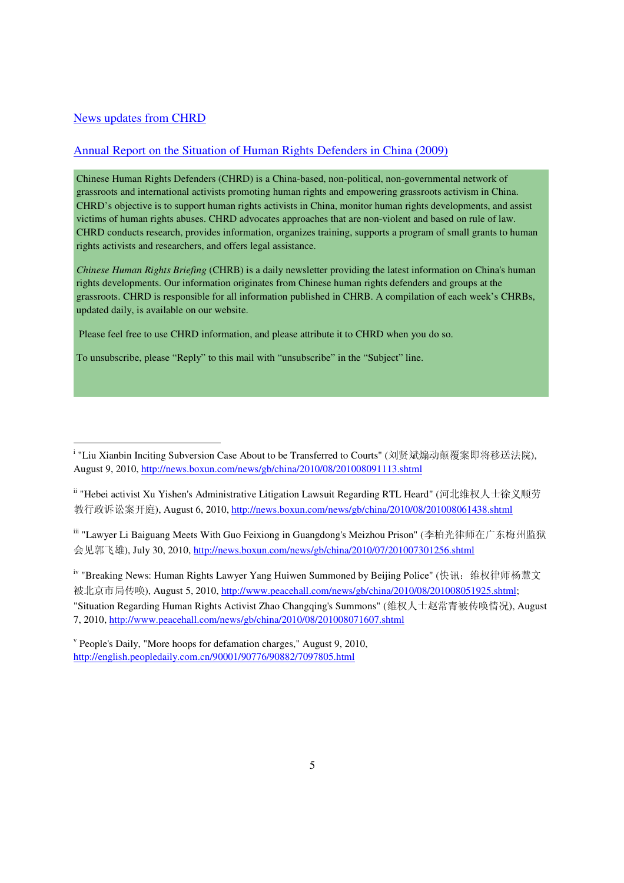[News updates from CHRD](#)

[Annual Report on the Situation of Human Rights Defenders in China (2009)](#)

Chinese Human Rights Defenders (CHRD) is a China-based, non-political, non-governmental network of grassroots and international activists promoting human rights and empowering grassroots activism in China. CHRD's objective is to support human rights activists in China, monitor human rights developments, and assist victims of human rights abuses. CHRD advocates approaches that are non-violent and based on rule of law. CHRD conducts research, provides information, organizes training, supports a program of small grants to human rights activists and researchers, and offers legal assistance.

*Chinese Human Rights Briefing* (CHRB) is a daily newsletter providing the latest information on China's human rights developments. Our information originates from Chinese human rights defenders and groups at the grassroots. CHRD is responsible for all information published in CHRB. A compilation of each week's CHRBs, updated daily, is available on our website.

Please feel free to use CHRD information, and please attribute it to CHRD when you do so.

To unsubscribe, please "Reply" to this mail with "unsubscribe" in the "Subject" line.

---

[i] "Liu Xianbin Inciting Subversion Case About to be Transferred to Courts" (刘贤斌煽动颠覆案即将移送法院), August 9, 2010, http://news.boxun.com/news/gb/china/2010/08/201008091113.shtml

[ii] "Hebei activist Xu Yishen's Administrative Litigation Lawsuit Regarding RTL Heard" (河北维权人士徐义顺劳教行政诉讼案开庭), August 6, 2010, http://news.boxun.com/news/gb/china/2010/08/201008061438.shtml

[iii] "Lawyer Li Baiguang Meets With Guo Feixiong in Guangdong's Meizhou Prison" (李柏光律师在广东梅州监狱会见郭飞雄), July 30, 2010, http://news.boxun.com/news/gb/china/2010/07/201007301256.shtml

[iv] "Breaking News: Human Rights Lawyer Yang Huiwen Summoned by Beijing Police" (快讯：维权律师杨慧文被北京市局传唤), August 5, 2010, http://www.peacehall.com/news/gb/china/2010/08/201008051925.shtml; "Situation Regarding Human Rights Activist Zhao Changqing's Summons" (维权人士赵常青被传唤情况), August 7, 2010, http://www.peacehall.com/news/gb/china/2010/08/201008071607.shtml

[v] People's Daily, "More hoops for defamation charges," August 9, 2010, http://english.peopledaily.com.cn/90001/90776/90882/7097805.html